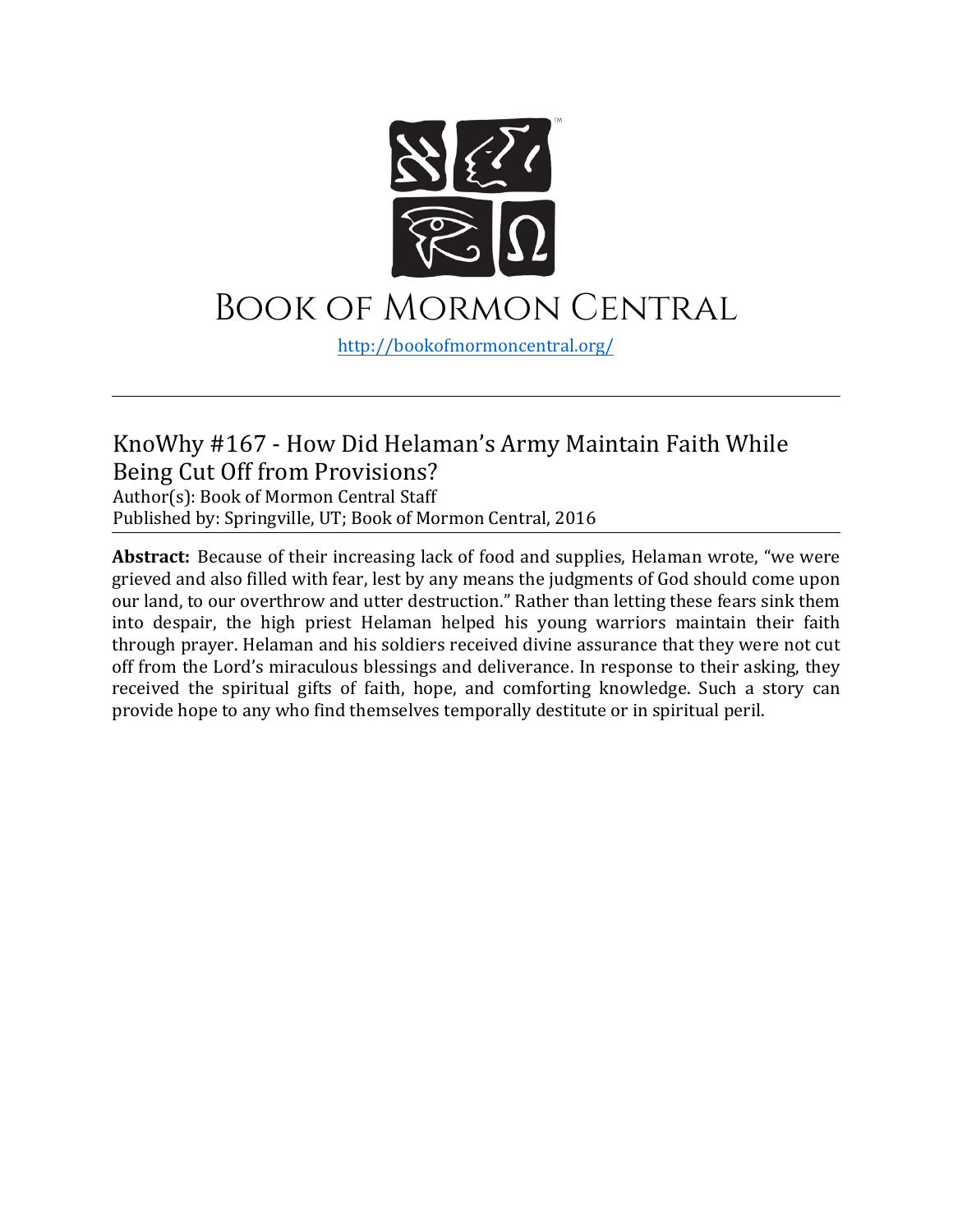# Book of Mormon Central

http://bookofmormoncentral.org/

---

## KnoWhy #167 - How Did Helaman's Army Maintain Faith While Being Cut Off from Provisions?

Author(s): Book of Mormon Central Staff
Published by: Springville, UT; Book of Mormon Central, 2016

---

**Abstract:** Because of their increasing lack of food and supplies, Helaman wrote, "we were grieved and also filled with fear, lest by any means the judgments of God should come upon our land, to our overthrow and utter destruction." Rather than letting these fears sink them into despair, the high priest Helaman helped his young warriors maintain their faith through prayer. Helaman and his soldiers received divine assurance that they were not cut off from the Lord's miraculous blessings and deliverance. In response to their asking, they received the spiritual gifts of faith, hope, and comforting knowledge. Such a story can provide hope to any who find themselves temporally destitute or in spiritual peril.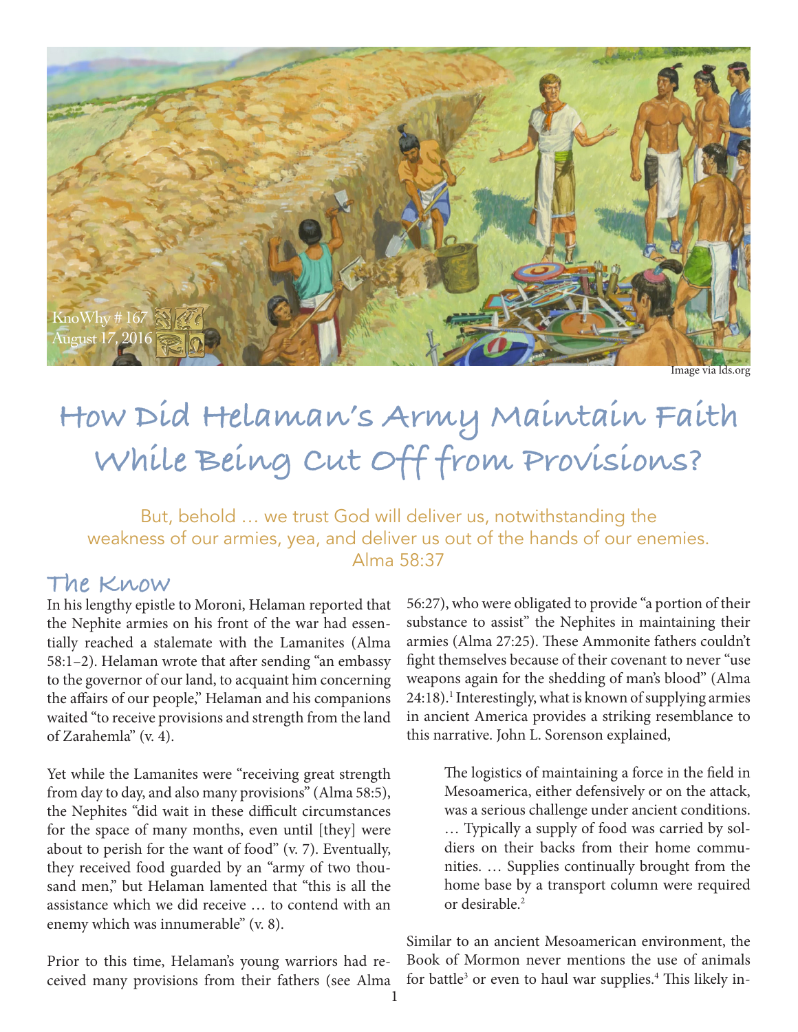# How Did Helaman's Army Maintain Faith While Being Cut Off from Provisions?

But, behold … we trust God will deliver us, notwithstanding the weakness of our armies, yea, and deliver us out of the hands of our enemies.
Alma 58:37

## The Know

In his lengthy epistle to Moroni, Helaman reported that the Nephite armies on his front of the war had essentially reached a stalemate with the Lamanites (Alma 58:1–2). Helaman wrote that after sending "an embassy to the governor of our land, to acquaint him concerning the affairs of our people," Helaman and his companions waited "to receive provisions and strength from the land of Zarahemla" (v. 4).

Yet while the Lamanites were "receiving great strength from day to day, and also many provisions" (Alma 58:5), the Nephites "did wait in these difficult circumstances for the space of many months, even until [they] were about to perish for the want of food" (v. 7). Eventually, they received food guarded by an "army of two thousand men," but Helaman lamented that "this is all the assistance which we did receive … to contend with an enemy which was innumerable" (v. 8).

Prior to this time, Helaman's young warriors had received many provisions from their fathers (see Alma 56:27), who were obligated to provide "a portion of their substance to assist" the Nephites in maintaining their armies (Alma 27:25). These Ammonite fathers couldn't fight themselves because of their covenant to never "use weapons again for the shedding of man's blood" (Alma 24:18).[1] Interestingly, what is known of supplying armies in ancient America provides a striking resemblance to this narrative. John L. Sorenson explained,

> The logistics of maintaining a force in the field in Mesoamerica, either defensively or on the attack, was a serious challenge under ancient conditions. … Typically a supply of food was carried by soldiers on their backs from their home communities. … Supplies continually brought from the home base by a transport column were required or desirable.[2]

Similar to an ancient Mesoamerican environment, the Book of Mormon never mentions the use of animals for battle[3] or even to haul war supplies.[4] This likely in-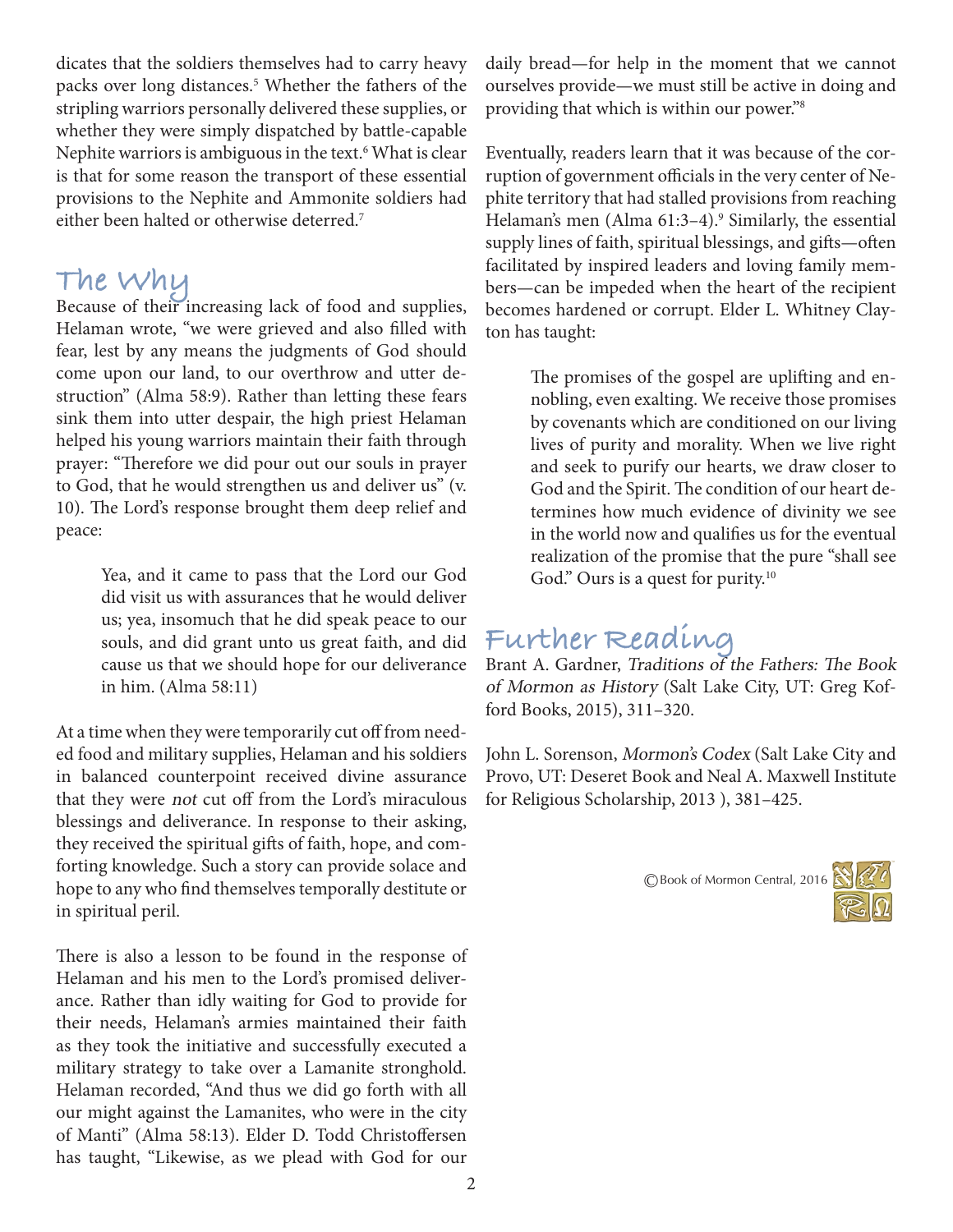dicates that the soldiers themselves had to carry heavy packs over long distances.[5] Whether the fathers of the stripling warriors personally delivered these supplies, or whether they were simply dispatched by battle-capable Nephite warriors is ambiguous in the text.[6] What is clear is that for some reason the transport of these essential provisions to the Nephite and Ammonite soldiers had either been halted or otherwise deterred.[7]

## The Why

Because of their increasing lack of food and supplies, Helaman wrote, "we were grieved and also filled with fear, lest by any means the judgments of God should come upon our land, to our overthrow and utter destruction" (Alma 58:9). Rather than letting these fears sink them into utter despair, the high priest Helaman helped his young warriors maintain their faith through prayer: "Therefore we did pour out our souls in prayer to God, that he would strengthen us and deliver us" (v. 10). The Lord's response brought them deep relief and peace:

> Yea, and it came to pass that the Lord our God did visit us with assurances that he would deliver us; yea, insomuch that he did speak peace to our souls, and did grant unto us great faith, and did cause us that we should hope for our deliverance in him. (Alma 58:11)

At a time when they were temporarily cut off from needed food and military supplies, Helaman and his soldiers in balanced counterpoint received divine assurance that they were *not* cut off from the Lord's miraculous blessings and deliverance. In response to their asking, they received the spiritual gifts of faith, hope, and comforting knowledge. Such a story can provide solace and hope to any who find themselves temporally destitute or in spiritual peril.

There is also a lesson to be found in the response of Helaman and his men to the Lord's promised deliverance. Rather than idly waiting for God to provide for their needs, Helaman's armies maintained their faith as they took the initiative and successfully executed a military strategy to take over a Lamanite stronghold. Helaman recorded, "And thus we did go forth with all our might against the Lamanites, who were in the city of Manti" (Alma 58:13). Elder D. Todd Christoffersen has taught, "Likewise, as we plead with God for our daily bread—for help in the moment that we cannot ourselves provide—we must still be active in doing and providing that which is within our power."[8]

Eventually, readers learn that it was because of the corruption of government officials in the very center of Nephite territory that had stalled provisions from reaching Helaman's men (Alma 61:3–4).[9] Similarly, the essential supply lines of faith, spiritual blessings, and gifts—often facilitated by inspired leaders and loving family members—can be impeded when the heart of the recipient becomes hardened or corrupt. Elder L. Whitney Clayton has taught:

> The promises of the gospel are uplifting and ennobling, even exalting. We receive those promises by covenants which are conditioned on our living lives of purity and morality. When we live right and seek to purify our hearts, we draw closer to God and the Spirit. The condition of our heart determines how much evidence of divinity we see in the world now and qualifies us for the eventual realization of the promise that the pure "shall see God." Ours is a quest for purity.[10]

## Further Reading

Brant A. Gardner, *Traditions of the Fathers: The Book of Mormon as History* (Salt Lake City, UT: Greg Kofford Books, 2015), 311–320.

John L. Sorenson, *Mormon's Codex* (Salt Lake City and Provo, UT: Deseret Book and Neal A. Maxwell Institute for Religious Scholarship, 2013 ), 381–425.

©Book of Mormon Central, 2016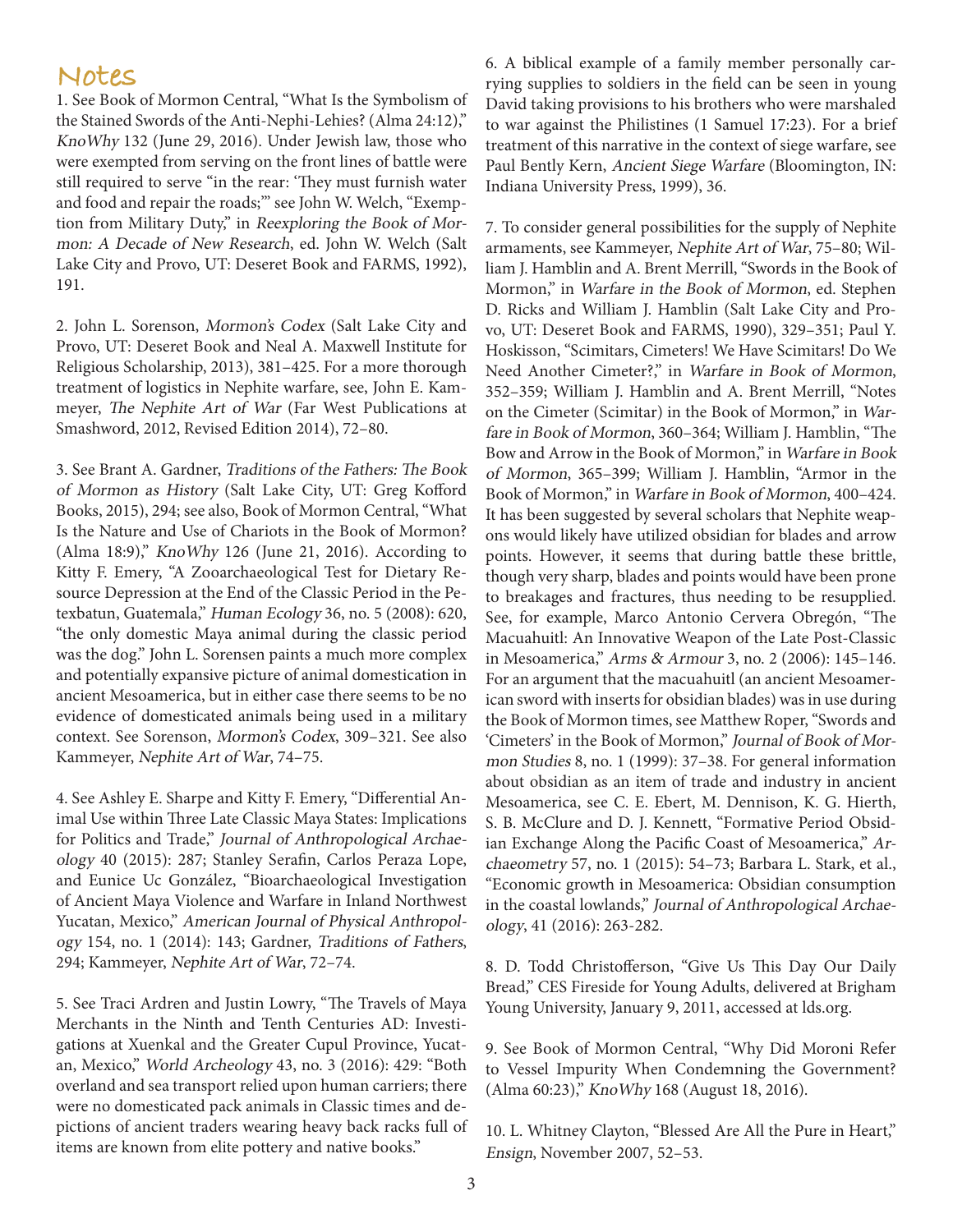## Notes

1. See Book of Mormon Central, "What Is the Symbolism of the Stained Swords of the Anti-Nephi-Lehies? (Alma 24:12)," *KnoWhy* 132 (June 29, 2016). Under Jewish law, those who were exempted from serving on the front lines of battle were still required to serve "in the rear: 'They must furnish water and food and repair the roads;'" see John W. Welch, "Exemption from Military Duty," in *Reexploring the Book of Mormon: A Decade of New Research*, ed. John W. Welch (Salt Lake City and Provo, UT: Deseret Book and FARMS, 1992), 191.

2. John L. Sorenson, *Mormon's Codex* (Salt Lake City and Provo, UT: Deseret Book and Neal A. Maxwell Institute for Religious Scholarship, 2013), 381–425. For a more thorough treatment of logistics in Nephite warfare, see, John E. Kammeyer, *The Nephite Art of War* (Far West Publications at Smashword, 2012, Revised Edition 2014), 72–80.

3. See Brant A. Gardner, *Traditions of the Fathers: The Book of Mormon as History* (Salt Lake City, UT: Greg Kofford Books, 2015), 294; see also, Book of Mormon Central, "What Is the Nature and Use of Chariots in the Book of Mormon? (Alma 18:9)," *KnoWhy* 126 (June 21, 2016). According to Kitty F. Emery, "A Zooarchaeological Test for Dietary Resource Depression at the End of the Classic Period in the Petexbatun, Guatemala," *Human Ecology* 36, no. 5 (2008): 620, "the only domestic Maya animal during the classic period was the dog." John L. Sorensen paints a much more complex and potentially expansive picture of animal domestication in ancient Mesoamerica, but in either case there seems to be no evidence of domesticated animals being used in a military context. See Sorenson, *Mormon's Codex*, 309–321. See also Kammeyer, *Nephite Art of War*, 74–75.

4. See Ashley E. Sharpe and Kitty F. Emery, "Differential Animal Use within Three Late Classic Maya States: Implications for Politics and Trade," *Journal of Anthropological Archaeology* 40 (2015): 287; Stanley Serafin, Carlos Peraza Lope, and Eunice Uc González, "Bioarchaeological Investigation of Ancient Maya Violence and Warfare in Inland Northwest Yucatan, Mexico," *American Journal of Physical Anthropology* 154, no. 1 (2014): 143; Gardner, *Traditions of Fathers*, 294; Kammeyer, *Nephite Art of War*, 72–74.

5. See Traci Ardren and Justin Lowry, "The Travels of Maya Merchants in the Ninth and Tenth Centuries AD: Investigations at Xuenkal and the Greater Cupul Province, Yucatan, Mexico," *World Archeology* 43, no. 3 (2016): 429: "Both overland and sea transport relied upon human carriers; there were no domesticated pack animals in Classic times and depictions of ancient traders wearing heavy back racks full of items are known from elite pottery and native books."

6. A biblical example of a family member personally carrying supplies to soldiers in the field can be seen in young David taking provisions to his brothers who were marshaled to war against the Philistines (1 Samuel 17:23). For a brief treatment of this narrative in the context of siege warfare, see Paul Bently Kern, *Ancient Siege Warfare* (Bloomington, IN: Indiana University Press, 1999), 36.

7. To consider general possibilities for the supply of Nephite armaments, see Kammeyer, *Nephite Art of War*, 75–80; William J. Hamblin and A. Brent Merrill, "Swords in the Book of Mormon," in *Warfare in the Book of Mormon*, ed. Stephen D. Ricks and William J. Hamblin (Salt Lake City and Provo, UT: Deseret Book and FARMS, 1990), 329–351; Paul Y. Hoskisson, "Scimitars, Cimeters! We Have Scimitars! Do We Need Another Cimeter?," in *Warfare in Book of Mormon*, 352–359; William J. Hamblin and A. Brent Merrill, "Notes on the Cimeter (Scimitar) in the Book of Mormon," in *Warfare in Book of Mormon*, 360–364; William J. Hamblin, "The Bow and Arrow in the Book of Mormon," in *Warfare in Book of Mormon*, 365–399; William J. Hamblin, "Armor in the Book of Mormon," in *Warfare in Book of Mormon*, 400–424. It has been suggested by several scholars that Nephite weapons would likely have utilized obsidian for blades and arrow points. However, it seems that during battle these brittle, though very sharp, blades and points would have been prone to breakages and fractures, thus needing to be resupplied. See, for example, Marco Antonio Cervera Obregón, "The Macuahuitl: An Innovative Weapon of the Late Post-Classic in Mesoamerica," *Arms & Armour* 3, no. 2 (2006): 145–146. For an argument that the macuahuitl (an ancient Mesoamerican sword with inserts for obsidian blades) was in use during the Book of Mormon times, see Matthew Roper, "Swords and 'Cimeters' in the Book of Mormon," *Journal of Book of Mormon Studies* 8, no. 1 (1999): 37–38. For general information about obsidian as an item of trade and industry in ancient Mesoamerica, see C. E. Ebert, M. Dennison, K. G. Hierth, S. B. McClure and D. J. Kennett, "Formative Period Obsidian Exchange Along the Pacific Coast of Mesoamerica," *Archaeometry* 57, no. 1 (2015): 54–73; Barbara L. Stark, et al., "Economic growth in Mesoamerica: Obsidian consumption in the coastal lowlands," *Journal of Anthropological Archaeology*, 41 (2016): 263-282.

8. D. Todd Christofferson, "Give Us This Day Our Daily Bread," CES Fireside for Young Adults, delivered at Brigham Young University, January 9, 2011, accessed at lds.org.

9. See Book of Mormon Central, "Why Did Moroni Refer to Vessel Impurity When Condemning the Government? (Alma 60:23)," *KnoWhy* 168 (August 18, 2016).

10. L. Whitney Clayton, "Blessed Are All the Pure in Heart," *Ensign*, November 2007, 52–53.